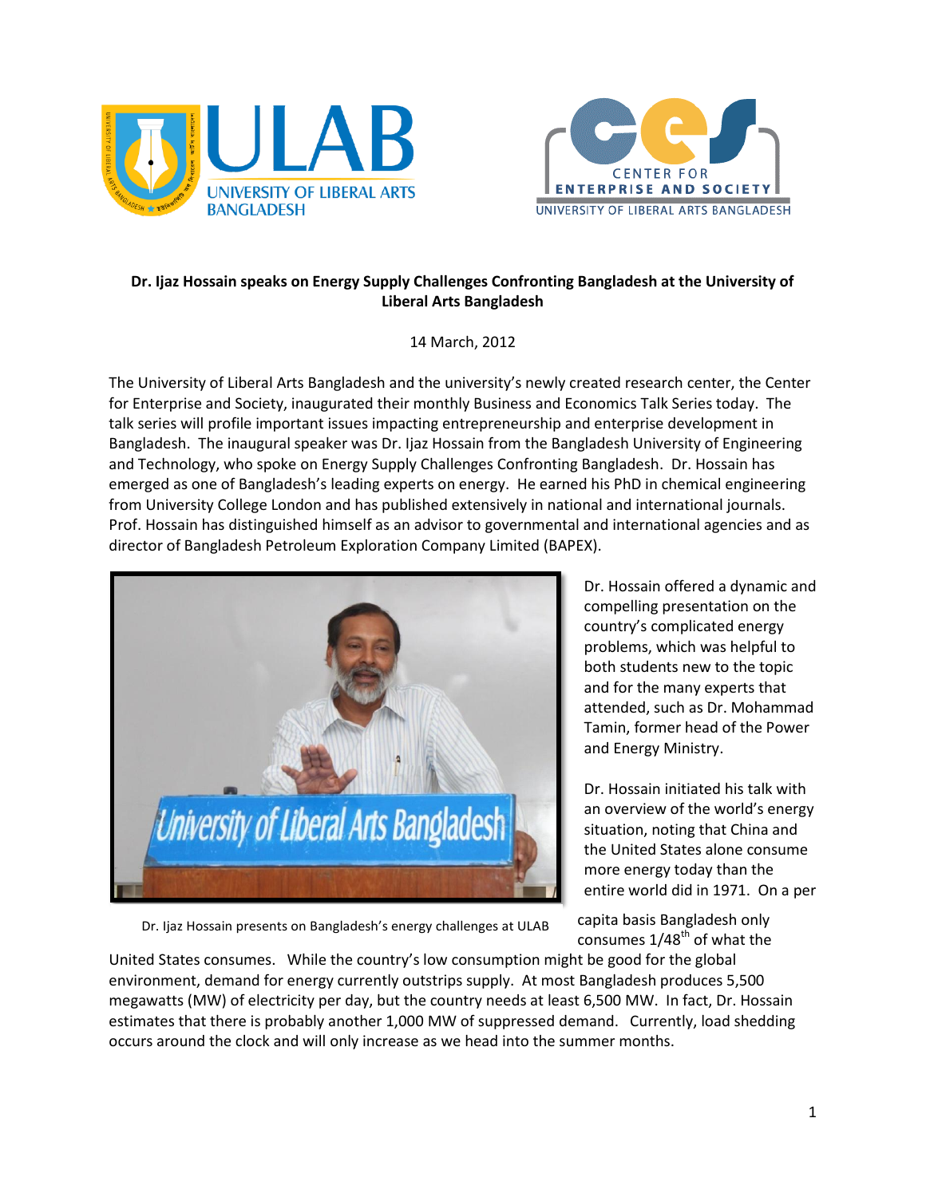**Dr. Ijaz Hossain speaks on Energy Supply Challenges Confronting Bangladesh at the University of Liberal Arts Bangladesh**

14 March, 2012

The University of Liberal Arts Bangladesh and the university's newly created research center, the Center for Enterprise and Society, inaugurated their monthly Business and Economics Talk Series today. The talk series will profile important issues impacting entrepreneurship and enterprise development in Bangladesh. The inaugural speaker was Dr. Ijaz Hossain from the Bangladesh University of Engineering and Technology, who spoke on Energy Supply Challenges Confronting Bangladesh. Dr. Hossain has emerged as one of Bangladesh's leading experts on energy. He earned his PhD in chemical engineering from University College London and has published extensively in national and international journals. Prof. Hossain has distinguished himself as an advisor to governmental and international agencies and as director of Bangladesh Petroleum Exploration Company Limited (BAPEX).

Dr. Ijaz Hossain presents on Bangladesh's energy challenges at ULAB

Dr. Hossain offered a dynamic and compelling presentation on the country's complicated energy problems, which was helpful to both students new to the topic and for the many experts that attended, such as Dr. Mohammad Tamin, former head of the Power and Energy Ministry.

Dr. Hossain initiated his talk with an overview of the world's energy situation, noting that China and the United States alone consume more energy today than the entire world did in 1971. On a per capita basis Bangladesh only consumes 1/48th of what the United States consumes. While the country's low consumption might be good for the global environment, demand for energy currently outstrips supply. At most Bangladesh produces 5,500 megawatts (MW) of electricity per day, but the country needs at least 6,500 MW. In fact, Dr. Hossain estimates that there is probably another 1,000 MW of suppressed demand. Currently, load shedding occurs around the clock and will only increase as we head into the summer months.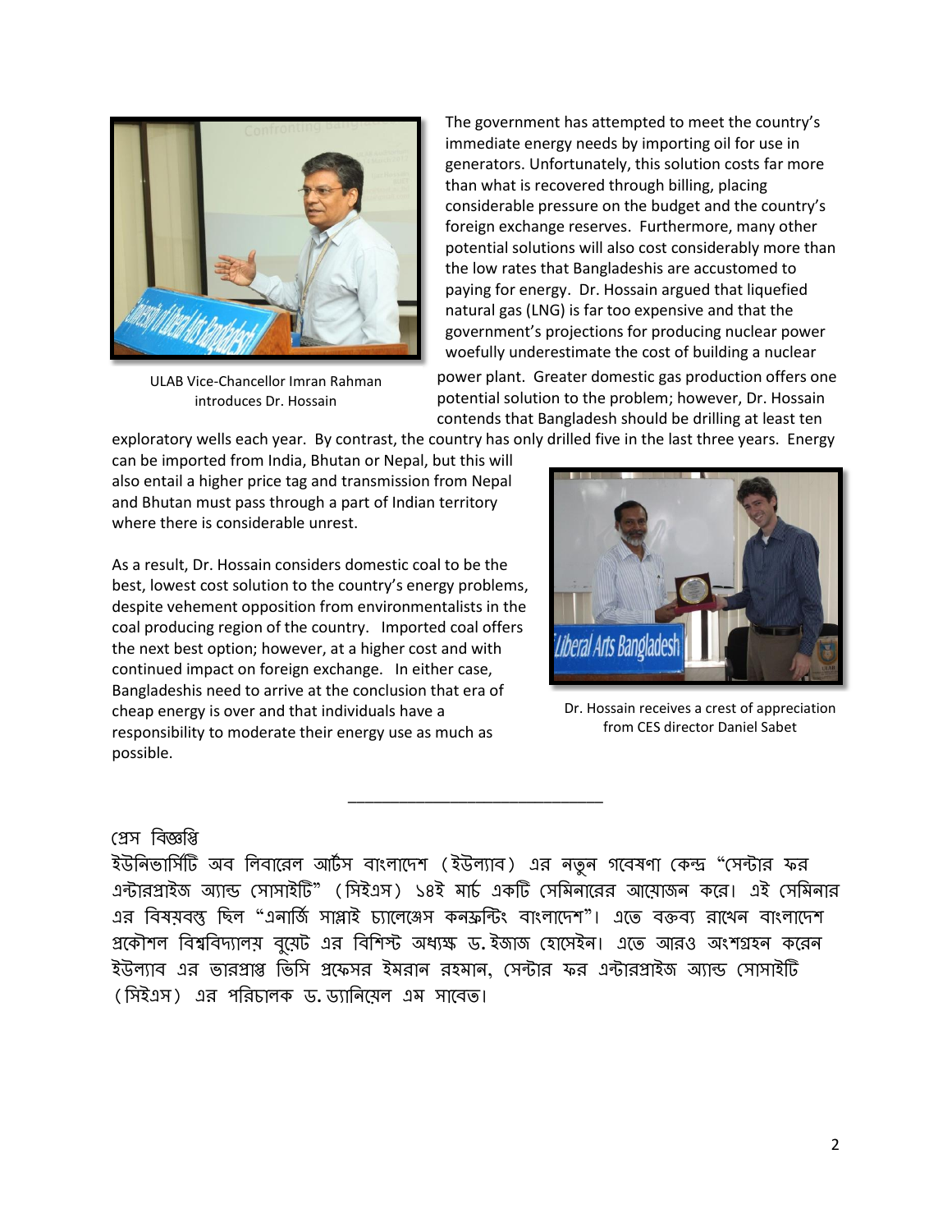The government has attempted to meet the country's immediate energy needs by importing oil for use in generators. Unfortunately, this solution costs far more than what is recovered through billing, placing considerable pressure on the budget and the country's foreign exchange reserves. Furthermore, many other potential solutions will also cost considerably more than the low rates that Bangladeshis are accustomed to paying for energy. Dr. Hossain argued that liquefied natural gas (LNG) is far too expensive and that the government's projections for producing nuclear power woefully underestimate the cost of building a nuclear power plant. Greater domestic gas production offers one potential solution to the problem; however, Dr. Hossain contends that Bangladesh should be drilling at least ten exploratory wells each year. By contrast, the country has only drilled five in the last three years. Energy can be imported from India, Bhutan or Nepal, but this will also entail a higher price tag and transmission from Nepal and Bhutan must pass through a part of Indian territory where there is considerable unrest.

ULAB Vice-Chancellor Imran Rahman introduces Dr. Hossain

As a result, Dr. Hossain considers domestic coal to be the best, lowest cost solution to the country's energy problems, despite vehement opposition from environmentalists in the coal producing region of the country. Imported coal offers the next best option; however, at a higher cost and with continued impact on foreign exchange. In either case, Bangladeshis need to arrive at the conclusion that era of cheap energy is over and that individuals have a responsibility to moderate their energy use as much as possible.

Dr. Hossain receives a crest of appreciation from CES director Daniel Sabet

---

প্রেস বিজ্ঞপ্তি

ইউনিভার্সিটি অব লিবারেল আর্টস বাংলাদেশ (ইউল্যাব) এর নতুন গবেষণা কেন্দ্র "সেন্টার ফর এন্টারপ্রাইজ অ্যান্ড সোসাইটি" (সিইএস) ১৪ই মার্চ একটি সেমিনারের আয়োজন করে। এই সেমিনার এর বিষয়বস্তু ছিল "এনার্জি সাপ্লাই চ্যালেঞ্জেস কনফ্রন্টিং বাংলাদেশ"। এতে বক্তব্য রাখেন বাংলাদেশ প্রকৌশল বিশ্ববিদ্যালয় বুয়েট এর বিশিস্ট অধ্যক্ষ ড. ইজাজ হোসেইন। এতে আরও অংশগ্রহন করেন ইউল্যাব এর ভারপ্রাপ্ত ভিসি প্রফেসর ইমরান রহমান, সেন্টার ফর এন্টারপ্রাইজ অ্যান্ড সোসাইটি (সিইএস) এর পরিচালক ড. ড্যানিয়েল এম সাবেত।